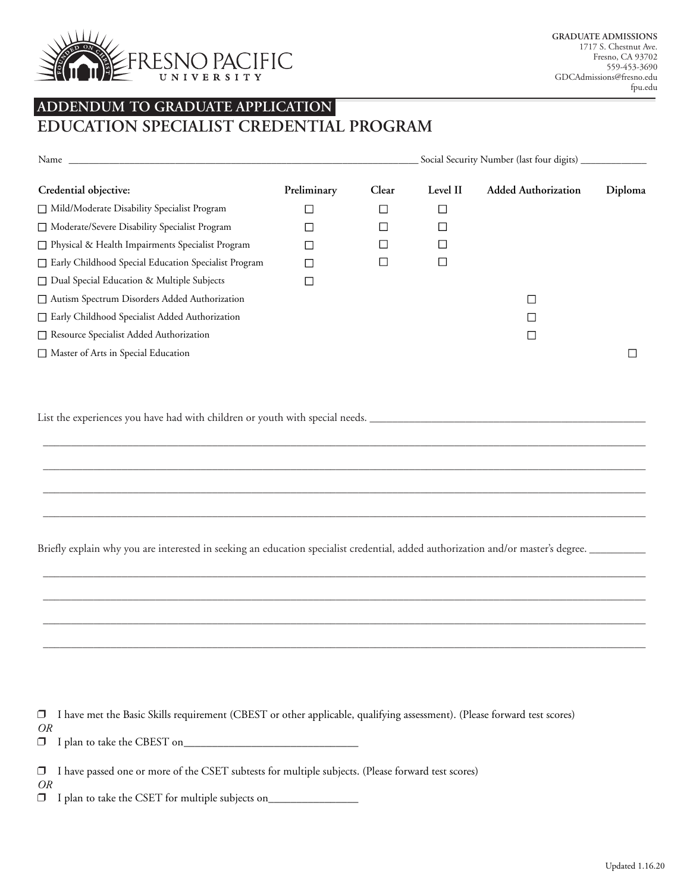FRESNO PACIFIC UNIVERSITY

**GRADUATE ADMISSIONS**
1717 S. Chestnut Ave.
Fresno, CA 93702
559-453-3690
GDCAdmissions@fresno.edu
fpu.edu

## ADDENDUM TO GRADUATE APPLICATION

# EDUCATION SPECIALIST CREDENTIAL PROGRAM

Name ______________________________ Social Security Number (last four digits) __________

| Credential objective: | Preliminary | Clear | Level II | Added Authorization | Diploma |
|---|---|---|---|---|---|
| ☐ Mild/Moderate Disability Specialist Program | ☐ | ☐ | ☐ | | |
| ☐ Moderate/Severe Disability Specialist Program | ☐ | ☐ | ☐ | | |
| ☐ Physical & Health Impairments Specialist Program | ☐ | ☐ | ☐ | | |
| ☐ Early Childhood Special Education Specialist Program | ☐ | ☐ | ☐ | | |
| ☐ Dual Special Education & Multiple Subjects | ☐ | | | | |
| ☐ Autism Spectrum Disorders Added Authorization | | | | ☐ | |
| ☐ Early Childhood Specialist Added Authorization | | | | ☐ | |
| ☐ Resource Specialist Added Authorization | | | | ☐ | |
| ☐ Master of Arts in Special Education | | | | | ☐ |

List the experiences you have had with children or youth with special needs. ______________________________

______________________________

______________________________

______________________________

______________________________

Briefly explain why you are interested in seeking an education specialist credential, added authorization and/or master's degree. __________

______________________________

______________________________

______________________________

______________________________

❒ I have met the Basic Skills requirement (CBEST or other applicable, qualifying assessment). (Please forward test scores)
*OR*
❒ I plan to take the CBEST on______________________________

❒ I have passed one or more of the CSET subtests for multiple subjects. (Please forward test scores)
*OR*
❒ I plan to take the CSET for multiple subjects on________________

Updated 1.16.20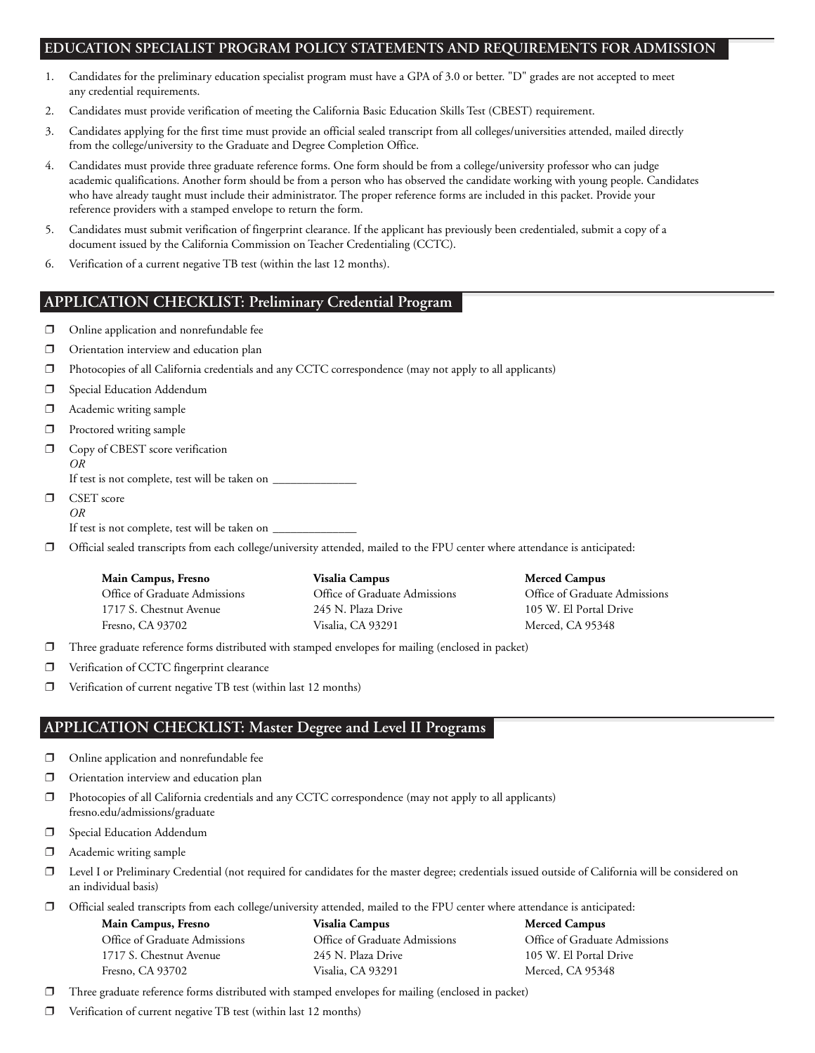## EDUCATION SPECIALIST PROGRAM POLICY STATEMENTS AND REQUIREMENTS FOR ADMISSION

1. Candidates for the preliminary education specialist program must have a GPA of 3.0 or better. "D" grades are not accepted to meet any credential requirements.
2. Candidates must provide verification of meeting the California Basic Education Skills Test (CBEST) requirement.
3. Candidates applying for the first time must provide an official sealed transcript from all colleges/universities attended, mailed directly from the college/university to the Graduate and Degree Completion Office.
4. Candidates must provide three graduate reference forms. One form should be from a college/university professor who can judge academic qualifications. Another form should be from a person who has observed the candidate working with young people. Candidates who have already taught must include their administrator. The proper reference forms are included in this packet. Provide your reference providers with a stamped envelope to return the form.
5. Candidates must submit verification of fingerprint clearance. If the applicant has previously been credentialed, submit a copy of a document issued by the California Commission on Teacher Credentialing (CCTC).
6. Verification of a current negative TB test (within the last 12 months).

## APPLICATION CHECKLIST: Preliminary Credential Program

- ❒ Online application and nonrefundable fee
- ❒ Orientation interview and education plan
- ❒ Photocopies of all California credentials and any CCTC correspondence (may not apply to all applicants)
- ❒ Special Education Addendum
- ❒ Academic writing sample
- ❒ Proctored writing sample
- ❒ Copy of CBEST score verification  
  *OR*  
  If test is not complete, test will be taken on \_\_\_\_\_\_\_\_\_\_\_\_\_\_
- ❒ CSET score  
  *OR*  
  If test is not complete, test will be taken on \_\_\_\_\_\_\_\_\_\_\_\_\_\_
- ❒ Official sealed transcripts from each college/university attended, mailed to the FPU center where attendance is anticipated:

  **Main Campus, Fresno**  
  Office of Graduate Admissions  
  1717 S. Chestnut Avenue  
  Fresno, CA 93702

  **Visalia Campus**  
  Office of Graduate Admissions  
  245 N. Plaza Drive  
  Visalia, CA 93291

  **Merced Campus**  
  Office of Graduate Admissions  
  105 W. El Portal Drive  
  Merced, CA 95348

- ❒ Three graduate reference forms distributed with stamped envelopes for mailing (enclosed in packet)
- ❒ Verification of CCTC fingerprint clearance
- ❒ Verification of current negative TB test (within last 12 months)

## APPLICATION CHECKLIST: Master Degree and Level II Programs

- ❒ Online application and nonrefundable fee
- ❒ Orientation interview and education plan
- ❒ Photocopies of all California credentials and any CCTC correspondence (may not apply to all applicants)  
  fresno.edu/admissions/graduate
- ❒ Special Education Addendum
- ❒ Academic writing sample
- ❒ Level I or Preliminary Credential (not required for candidates for the master degree; credentials issued outside of California will be considered on an individual basis)
- ❒ Official sealed transcripts from each college/university attended, mailed to the FPU center where attendance is anticipated:

  **Main Campus, Fresno**  
  Office of Graduate Admissions  
  1717 S. Chestnut Avenue  
  Fresno, CA 93702

  **Visalia Campus**  
  Office of Graduate Admissions  
  245 N. Plaza Drive  
  Visalia, CA 93291

  **Merced Campus**  
  Office of Graduate Admissions  
  105 W. El Portal Drive  
  Merced, CA 95348

- ❒ Three graduate reference forms distributed with stamped envelopes for mailing (enclosed in packet)
- ❒ Verification of current negative TB test (within last 12 months)